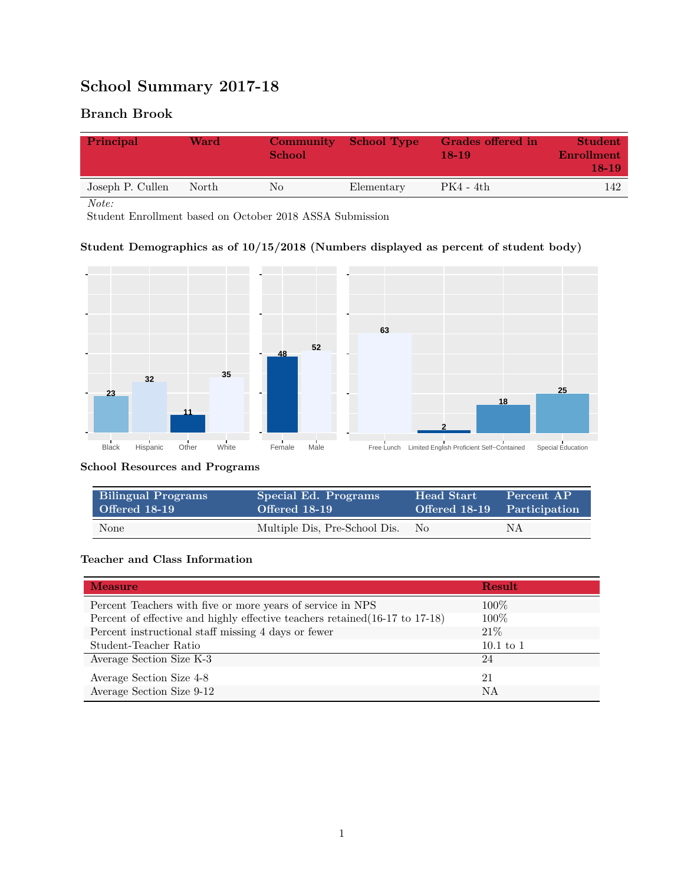# School Summary 2017-18

## Branch Brook

| Principal | Ward | Community School | School Type | Grades offered in 18-19 | Student Enrollment 18-19 |
|---|---|---|---|---|---|
| Joseph P. Cullen | North | No | Elementary | PK4 - 4th | 142 |

*Note:*
Student Enrollment based on October 2018 ASSA Submission

### Student Demographics as of 10/15/2018 (Numbers displayed as percent of student body)

| Black | Hispanic | Other | White |
|---|---|---|---|
| 23 | 32 | 11 | 35 |

| Female | Male |
|---|---|
| 48 | 52 |

| Free Lunch | Limited English Proficient | Self−Contained | Special Education |
|---|---|---|---|
| 63 | 2 | 18 | 25 |

### School Resources and Programs

| Bilingual Programs Offered 18-19 | Special Ed. Programs Offered 18-19 | Head Start Offered 18-19 | Percent AP Participation |
|---|---|---|---|
| None | Multiple Dis, Pre-School Dis. | No | NA |

### Teacher and Class Information

| Measure | Result |
|---|---|
| Percent Teachers with five or more years of service in NPS | 100% |
| Percent of effective and highly effective teachers retained(16-17 to 17-18) | 100% |
| Percent instructional staff missing 4 days or fewer | 21% |
| Student-Teacher Ratio | 10.1 to 1 |
| Average Section Size K-3 | 24 |
| Average Section Size 4-8 | 21 |
| Average Section Size 9-12 | NA |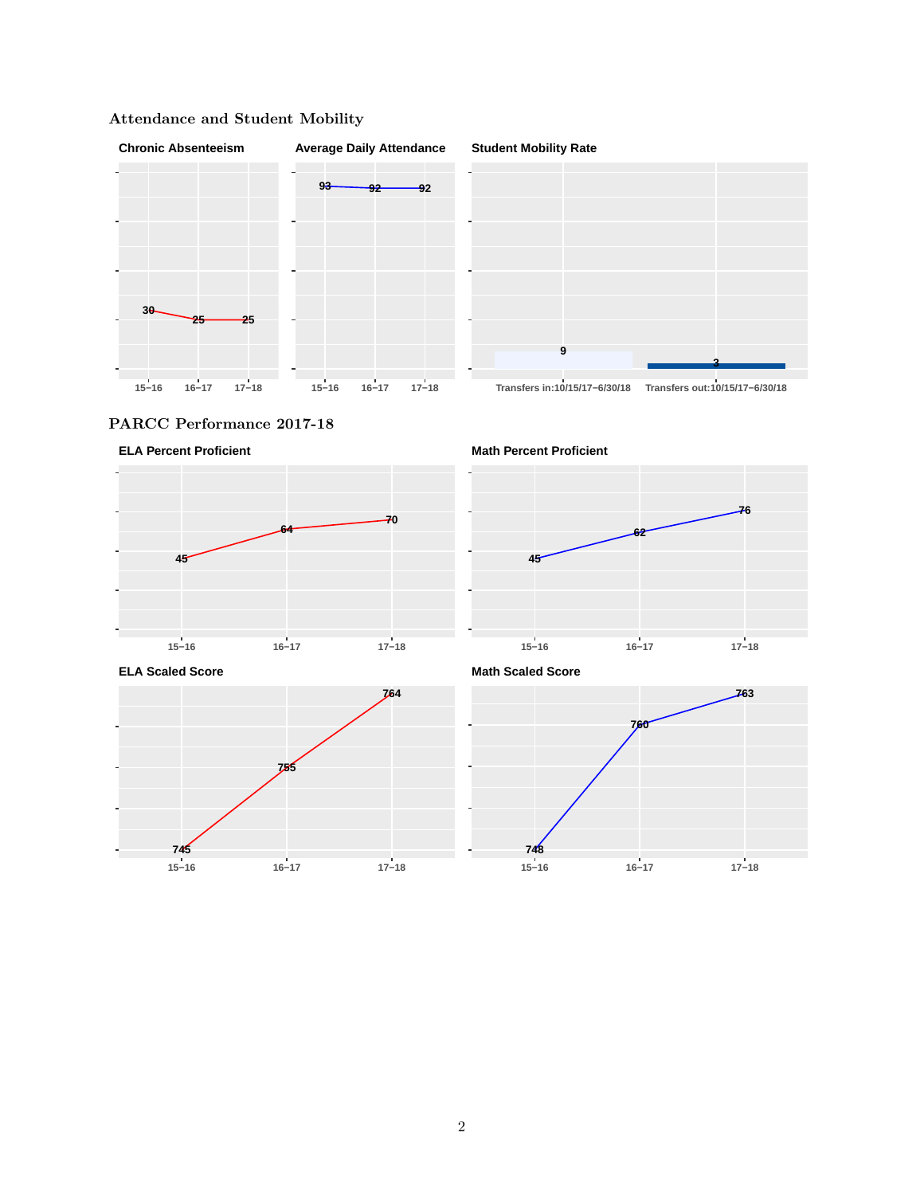## Attendance and Student Mobility

**Chronic Absenteeism**

30
25
25

15–16
16–17
17–18

**Average Daily Attendance**

93
92
92

15–16
16–17
17–18

**Student Mobility Rate**

9
3

Transfers in:10/15/17–6/30/18
Transfers out:10/15/17–6/30/18

## PARCC Performance 2017-18

**ELA Percent Proficient**

45
64
70

15–16
16–17
17–18

**Math Percent Proficient**

45
62
76

15–16
16–17
17–18

**ELA Scaled Score**

745
755
764

15–16
16–17
17–18

**Math Scaled Score**

748
760
763

15–16
16–17
17–18